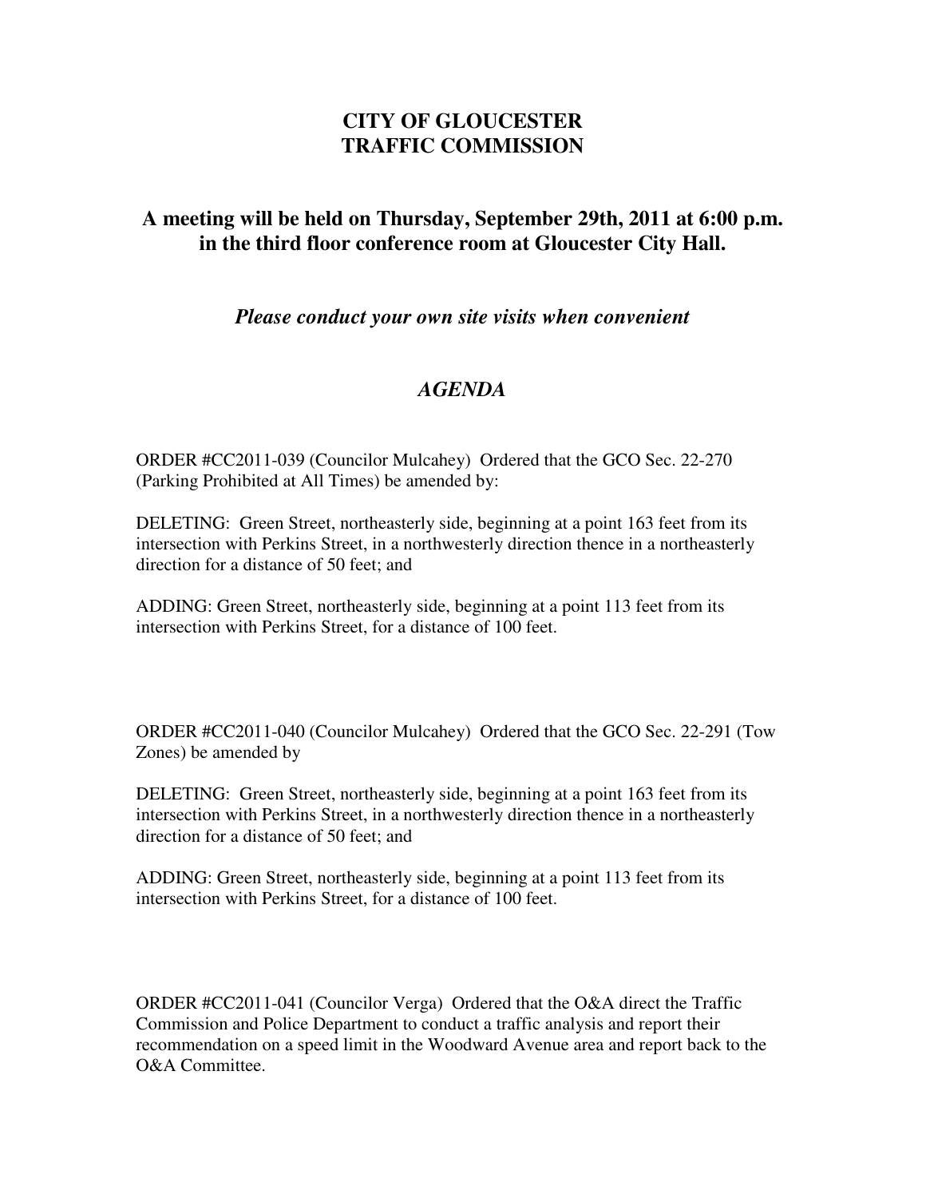# CITY OF GLOUCESTER
# TRAFFIC COMMISSION

## A meeting will be held on Thursday, September 29th, 2011 at 6:00 p.m. in the third floor conference room at Gloucester City Hall.

***Please conduct your own site visits when convenient***

## *AGENDA*

ORDER #CC2011-039 (Councilor Mulcahey) Ordered that the GCO Sec. 22-270 (Parking Prohibited at All Times) be amended by:

DELETING: Green Street, northeasterly side, beginning at a point 163 feet from its intersection with Perkins Street, in a northwesterly direction thence in a northeasterly direction for a distance of 50 feet; and

ADDING: Green Street, northeasterly side, beginning at a point 113 feet from its intersection with Perkins Street, for a distance of 100 feet.

ORDER #CC2011-040 (Councilor Mulcahey) Ordered that the GCO Sec. 22-291 (Tow Zones) be amended by

DELETING: Green Street, northeasterly side, beginning at a point 163 feet from its intersection with Perkins Street, in a northwesterly direction thence in a northeasterly direction for a distance of 50 feet; and

ADDING: Green Street, northeasterly side, beginning at a point 113 feet from its intersection with Perkins Street, for a distance of 100 feet.

ORDER #CC2011-041 (Councilor Verga) Ordered that the O&A direct the Traffic Commission and Police Department to conduct a traffic analysis and report their recommendation on a speed limit in the Woodward Avenue area and report back to the O&A Committee.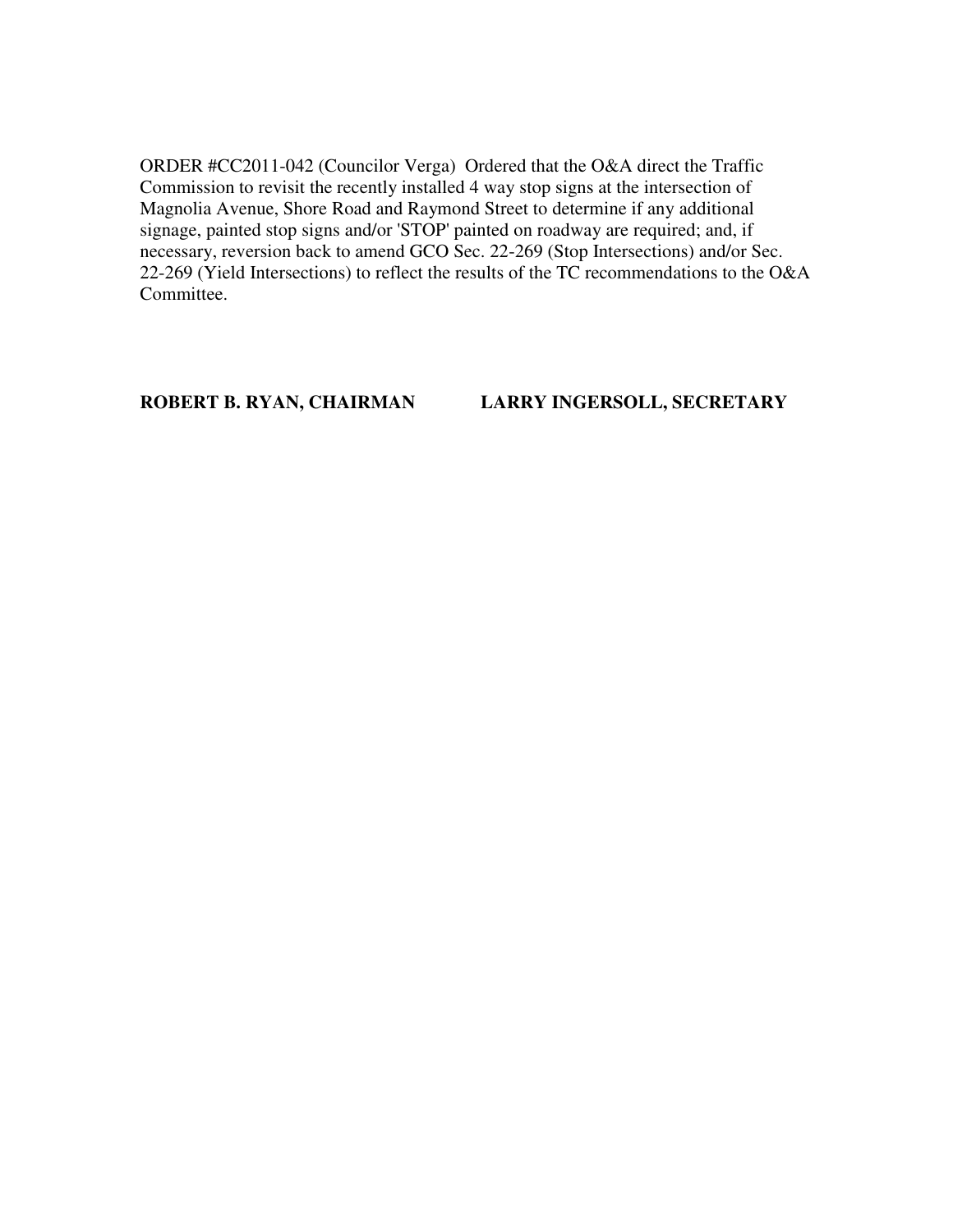ORDER #CC2011-042 (Councilor Verga) Ordered that the O&A direct the Traffic Commission to revisit the recently installed 4 way stop signs at the intersection of Magnolia Avenue, Shore Road and Raymond Street to determine if any additional signage, painted stop signs and/or 'STOP' painted on roadway are required; and, if necessary, reversion back to amend GCO Sec. 22-269 (Stop Intersections) and/or Sec. 22-269 (Yield Intersections) to reflect the results of the TC recommendations to the O&A Committee.

**ROBERT B. RYAN, CHAIRMAN**

**LARRY INGERSOLL, SECRETARY**